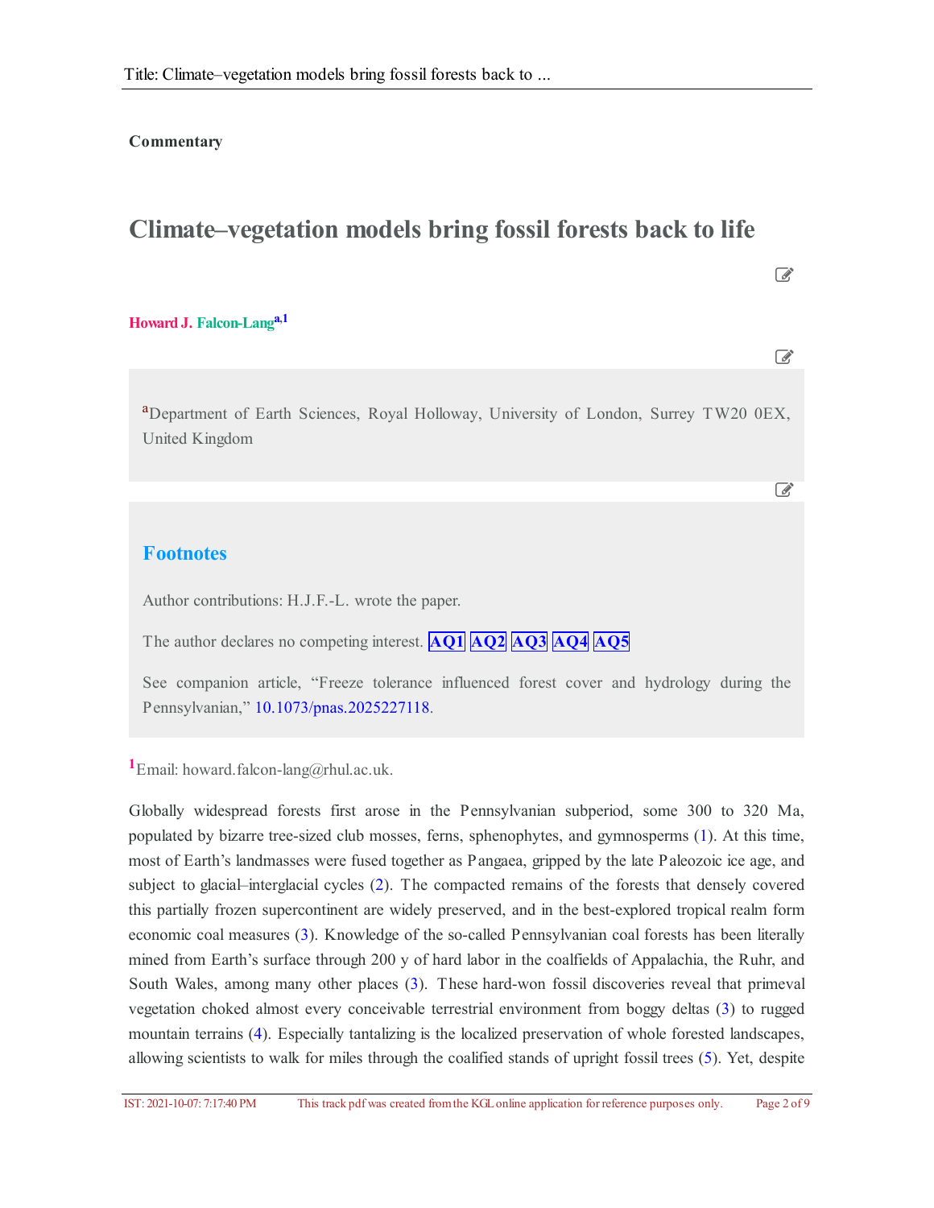**Commentary**

# Climate–vegetation models bring fossil forests back to life

**Howard J. Falcon-Lang**[a,1]

[a]Department of Earth Sciences, Royal Holloway, University of London, Surrey TW20 0EX, United Kingdom

## Footnotes

Author contributions: H.J.F.-L. wrote the paper.

The author declares no competing interest. AQ1 AQ2 AQ3 AQ4 AQ5

See companion article, "Freeze tolerance influenced forest cover and hydrology during the Pennsylvanian," 10.1073/pnas.2025227118.

[1]Email: howard.falcon-lang@rhul.ac.uk.

Globally widespread forests first arose in the Pennsylvanian subperiod, some 300 to 320 Ma, populated by bizarre tree-sized club mosses, ferns, sphenophytes, and gymnosperms (1). At this time, most of Earth's landmasses were fused together as Pangaea, gripped by the late Paleozoic ice age, and subject to glacial–interglacial cycles (2). The compacted remains of the forests that densely covered this partially frozen supercontinent are widely preserved, and in the best-explored tropical realm form economic coal measures (3). Knowledge of the so-called Pennsylvanian coal forests has been literally mined from Earth's surface through 200 y of hard labor in the coalfields of Appalachia, the Ruhr, and South Wales, among many other places (3). These hard-won fossil discoveries reveal that primeval vegetation choked almost every conceivable terrestrial environment from boggy deltas (3) to rugged mountain terrains (4). Especially tantalizing is the localized preservation of whole forested landscapes, allowing scientists to walk for miles through the coalified stands of upright fossil trees (5). Yet, despite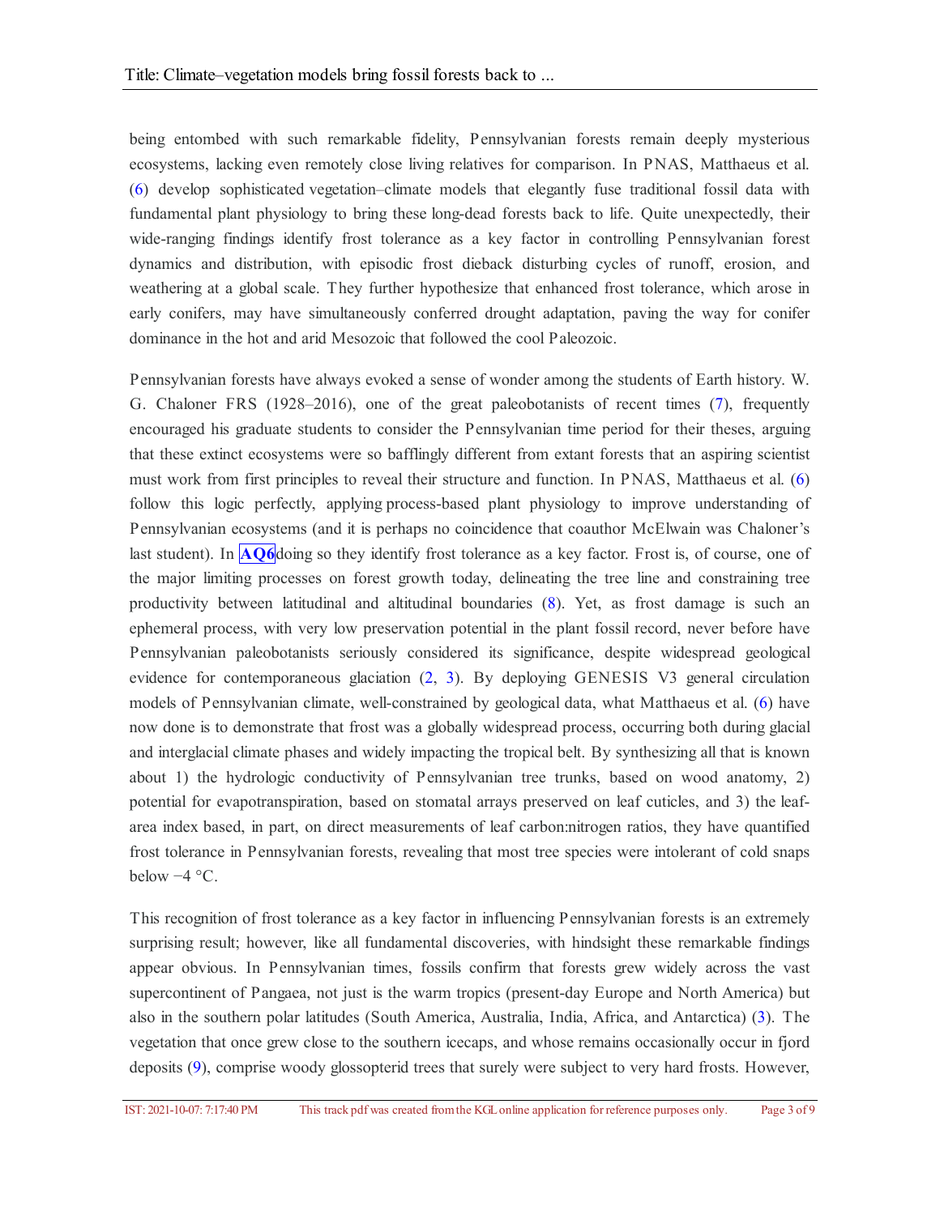being entombed with such remarkable fidelity, Pennsylvanian forests remain deeply mysterious ecosystems, lacking even remotely close living relatives for comparison. In PNAS, Matthaeus et al. (6) develop sophisticated vegetation–climate models that elegantly fuse traditional fossil data with fundamental plant physiology to bring these long-dead forests back to life. Quite unexpectedly, their wide-ranging findings identify frost tolerance as a key factor in controlling Pennsylvanian forest dynamics and distribution, with episodic frost dieback disturbing cycles of runoff, erosion, and weathering at a global scale. They further hypothesize that enhanced frost tolerance, which arose in early conifers, may have simultaneously conferred drought adaptation, paving the way for conifer dominance in the hot and arid Mesozoic that followed the cool Paleozoic.

Pennsylvanian forests have always evoked a sense of wonder among the students of Earth history. W. G. Chaloner FRS (1928–2016), one of the great paleobotanists of recent times (7), frequently encouraged his graduate students to consider the Pennsylvanian time period for their theses, arguing that these extinct ecosystems were so bafflingly different from extant forests that an aspiring scientist must work from first principles to reveal their structure and function. In PNAS, Matthaeus et al. (6) follow this logic perfectly, applying process-based plant physiology to improve understanding of Pennsylvanian ecosystems (and it is perhaps no coincidence that coauthor McElwain was Chaloner's last student). In **AQ6**doing so they identify frost tolerance as a key factor. Frost is, of course, one of the major limiting processes on forest growth today, delineating the tree line and constraining tree productivity between latitudinal and altitudinal boundaries (8). Yet, as frost damage is such an ephemeral process, with very low preservation potential in the plant fossil record, never before have Pennsylvanian paleobotanists seriously considered its significance, despite widespread geological evidence for contemporaneous glaciation (2, 3). By deploying GENESIS V3 general circulation models of Pennsylvanian climate, well-constrained by geological data, what Matthaeus et al. (6) have now done is to demonstrate that frost was a globally widespread process, occurring both during glacial and interglacial climate phases and widely impacting the tropical belt. By synthesizing all that is known about 1) the hydrologic conductivity of Pennsylvanian tree trunks, based on wood anatomy, 2) potential for evapotranspiration, based on stomatal arrays preserved on leaf cuticles, and 3) the leaf-area index based, in part, on direct measurements of leaf carbon:nitrogen ratios, they have quantified frost tolerance in Pennsylvanian forests, revealing that most tree species were intolerant of cold snaps below −4 °C.

This recognition of frost tolerance as a key factor in influencing Pennsylvanian forests is an extremely surprising result; however, like all fundamental discoveries, with hindsight these remarkable findings appear obvious. In Pennsylvanian times, fossils confirm that forests grew widely across the vast supercontinent of Pangaea, not just is the warm tropics (present-day Europe and North America) but also in the southern polar latitudes (South America, Australia, India, Africa, and Antarctica) (3). The vegetation that once grew close to the southern icecaps, and whose remains occasionally occur in fjord deposits (9), comprise woody glossopterid trees that surely were subject to very hard frosts. However,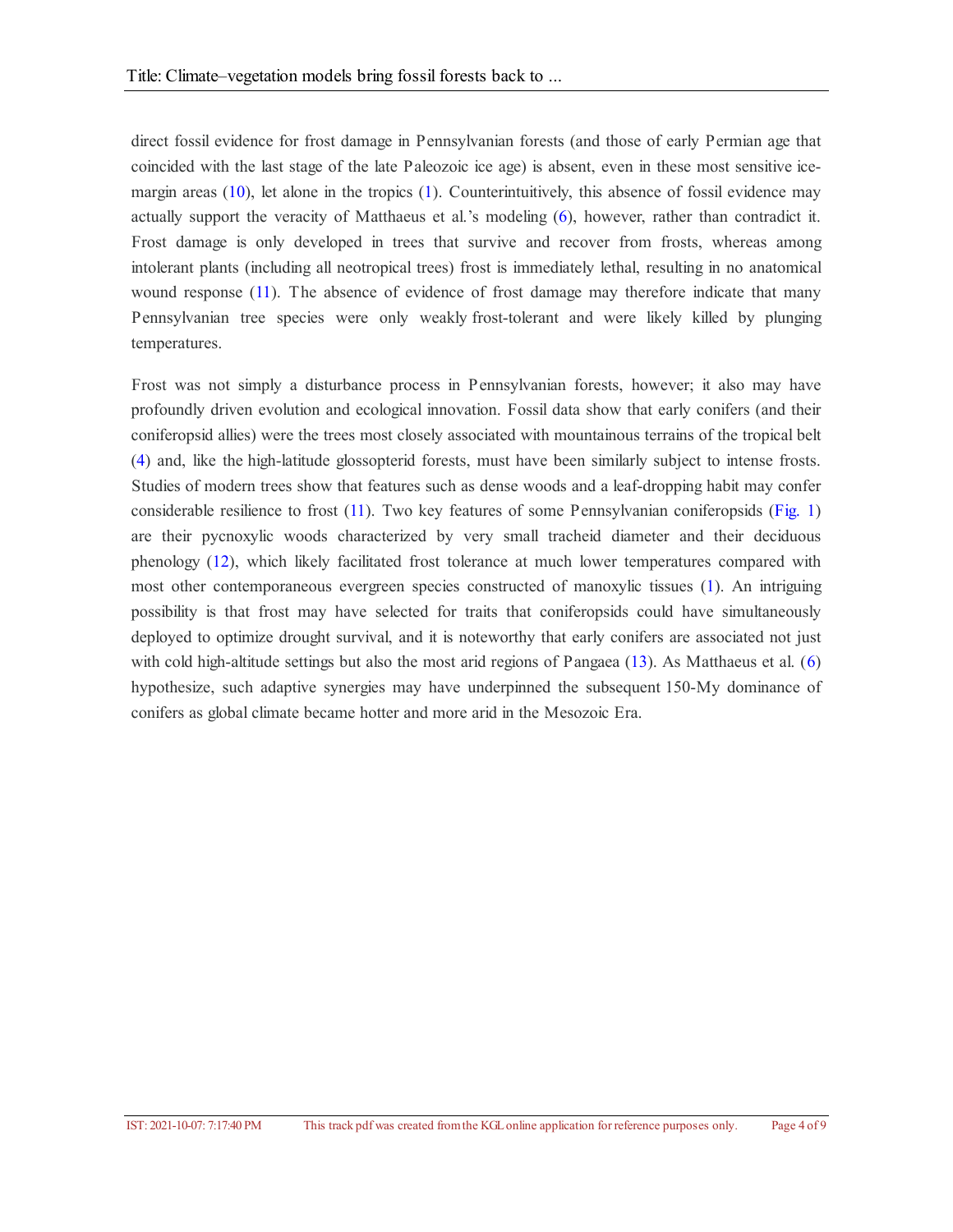direct fossil evidence for frost damage in Pennsylvanian forests (and those of early Permian age that coincided with the last stage of the late Paleozoic ice age) is absent, even in these most sensitive ice-margin areas (10), let alone in the tropics (1). Counterintuitively, this absence of fossil evidence may actually support the veracity of Matthaeus et al.'s modeling (6), however, rather than contradict it. Frost damage is only developed in trees that survive and recover from frosts, whereas among intolerant plants (including all neotropical trees) frost is immediately lethal, resulting in no anatomical wound response (11). The absence of evidence of frost damage may therefore indicate that many Pennsylvanian tree species were only weakly frost-tolerant and were likely killed by plunging temperatures.

Frost was not simply a disturbance process in Pennsylvanian forests, however; it also may have profoundly driven evolution and ecological innovation. Fossil data show that early conifers (and their coniferopsid allies) were the trees most closely associated with mountainous terrains of the tropical belt (4) and, like the high-latitude glossopterid forests, must have been similarly subject to intense frosts. Studies of modern trees show that features such as dense woods and a leaf-dropping habit may confer considerable resilience to frost (11). Two key features of some Pennsylvanian coniferopsids (Fig. 1) are their pycnoxylic woods characterized by very small tracheid diameter and their deciduous phenology (12), which likely facilitated frost tolerance at much lower temperatures compared with most other contemporaneous evergreen species constructed of manoxylic tissues (1). An intriguing possibility is that frost may have selected for traits that coniferopsids could have simultaneously deployed to optimize drought survival, and it is noteworthy that early conifers are associated not just with cold high-altitude settings but also the most arid regions of Pangaea (13). As Matthaeus et al. (6) hypothesize, such adaptive synergies may have underpinned the subsequent 150-My dominance of conifers as global climate became hotter and more arid in the Mesozoic Era.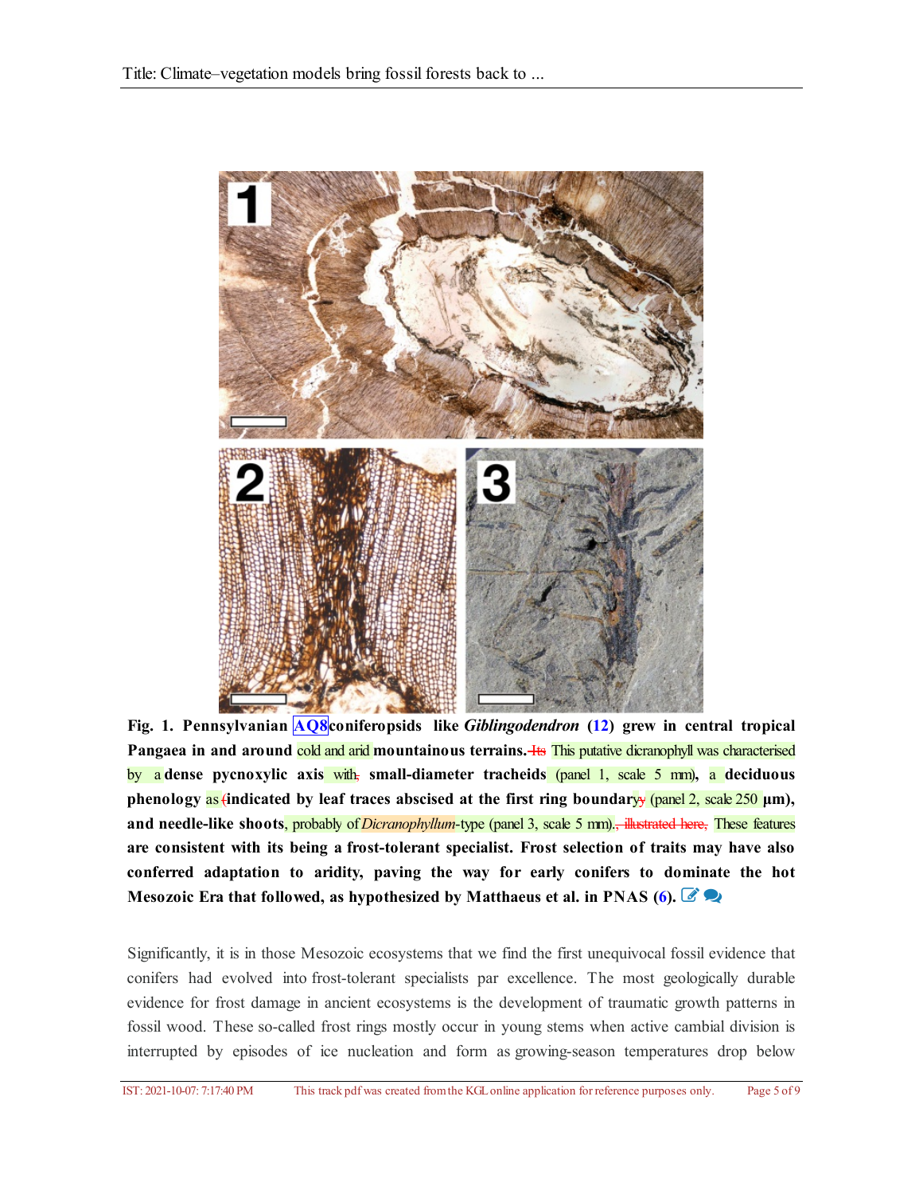**Fig. 1. Pennsylvanian AQ8 coniferopsids like *Giblingodendron* (12) grew in central tropical Pangaea in and around** cold and arid **mountainous terrains.** ~~Its~~ This putative dicranophyll was characterised by a **dense pycnoxylic axis** with~~,~~ **small-diameter tracheids** (panel 1, scale 5 mm)**, a deciduous phenology** as ~~(~~**indicated by leaf traces abscised at the first ring boundary**~~,~~ (panel 2, scale 250 **µm), and needle-like shoots**, probably of *Dicranophyllum*-type (panel 3, scale 5 mm)~~, illustrated here,~~. These features **are consistent with its being a frost-tolerant specialist. Frost selection of traits may have also conferred adaptation to aridity, paving the way for early conifers to dominate the hot Mesozoic Era that followed, as hypothesized by Matthaeus et al. in PNAS (6).**

Significantly, it is in those Mesozoic ecosystems that we find the first unequivocal fossil evidence that conifers had evolved into frost-tolerant specialists par excellence. The most geologically durable evidence for frost damage in ancient ecosystems is the development of traumatic growth patterns in fossil wood. These so-called frost rings mostly occur in young stems when active cambial division is interrupted by episodes of ice nucleation and form as growing-season temperatures drop below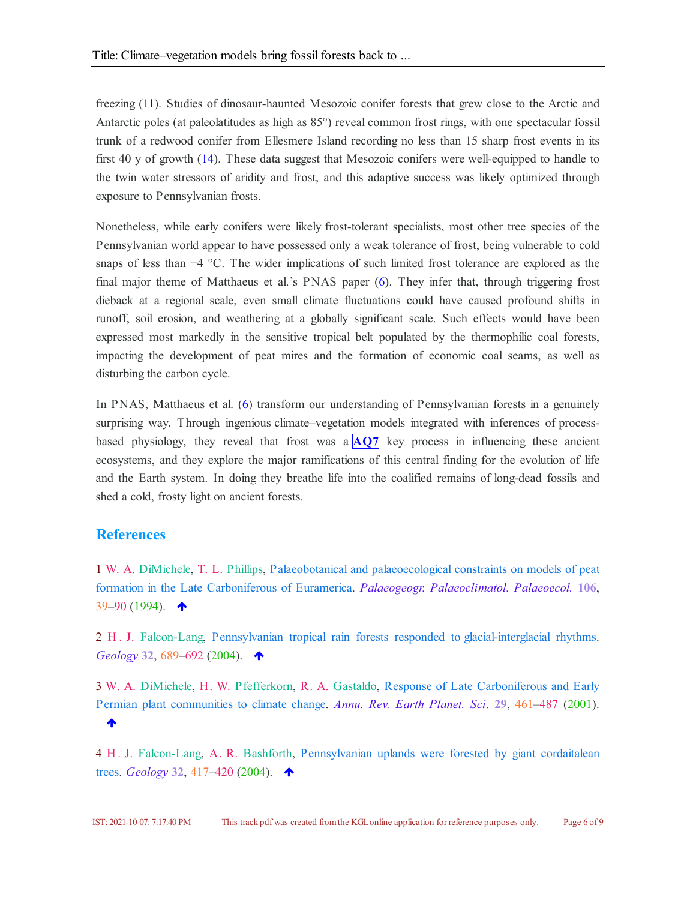freezing (11). Studies of dinosaur-haunted Mesozoic conifer forests that grew close to the Arctic and Antarctic poles (at paleolatitudes as high as 85°) reveal common frost rings, with one spectacular fossil trunk of a redwood conifer from Ellesmere Island recording no less than 15 sharp frost events in its first 40 y of growth (14). These data suggest that Mesozoic conifers were well-equipped to handle to the twin water stressors of aridity and frost, and this adaptive success was likely optimized through exposure to Pennsylvanian frosts.

Nonetheless, while early conifers were likely frost-tolerant specialists, most other tree species of the Pennsylvanian world appear to have possessed only a weak tolerance of frost, being vulnerable to cold snaps of less than −4 °C. The wider implications of such limited frost tolerance are explored as the final major theme of Matthaeus et al.'s PNAS paper (6). They infer that, through triggering frost dieback at a regional scale, even small climate fluctuations could have caused profound shifts in runoff, soil erosion, and weathering at a globally significant scale. Such effects would have been expressed most markedly in the sensitive tropical belt populated by the thermophilic coal forests, impacting the development of peat mires and the formation of economic coal seams, as well as disturbing the carbon cycle.

In PNAS, Matthaeus et al. (6) transform our understanding of Pennsylvanian forests in a genuinely surprising way. Through ingenious climate–vegetation models integrated with inferences of process-based physiology, they reveal that frost was a **AQ7** key process in influencing these ancient ecosystems, and they explore the major ramifications of this central finding for the evolution of life and the Earth system. In doing they breathe life into the coalified remains of long-dead fossils and shed a cold, frosty light on ancient forests.

## References

1 W. A. DiMichele, T. L. Phillips, Palaeobotanical and palaeoecological constraints on models of peat formation in the Late Carboniferous of Euramerica. *Palaeogeogr. Palaeoclimatol. Palaeoecol.* **106**, 39–90 (1994).

2 H. J. Falcon-Lang, Pennsylvanian tropical rain forests responded to glacial-interglacial rhythms. *Geology* **32**, 689–692 (2004).

3 W. A. DiMichele, H. W. Pfefferkorn, R. A. Gastaldo, Response of Late Carboniferous and Early Permian plant communities to climate change. *Annu. Rev. Earth Planet. Sci.* **29**, 461–487 (2001).

4 H. J. Falcon-Lang, A. R. Bashforth, Pennsylvanian uplands were forested by giant cordaitalean trees. *Geology* **32**, 417–420 (2004).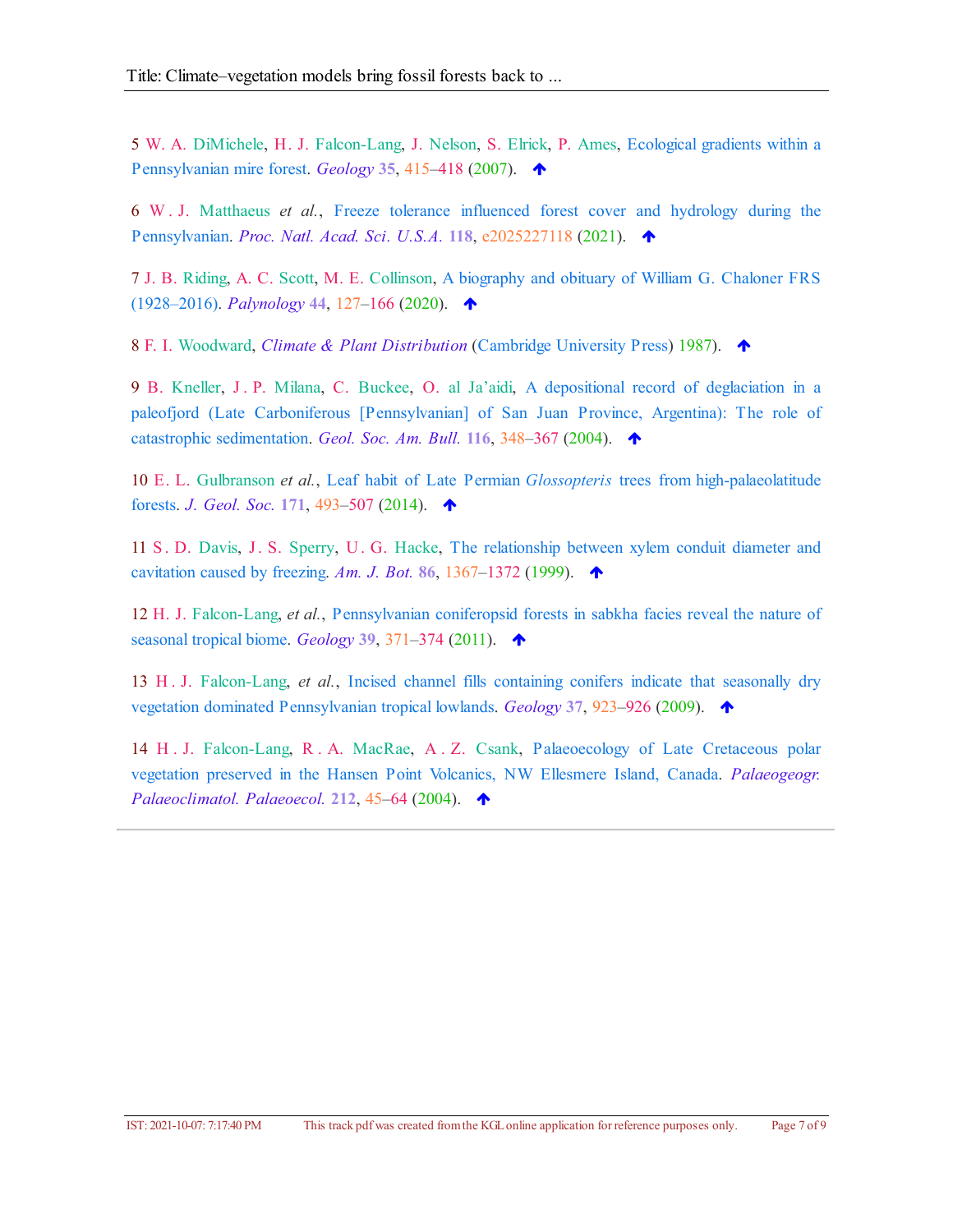5 W. A. DiMichele, H. J. Falcon-Lang, J. Nelson, S. Elrick, P. Ames, Ecological gradients within a Pennsylvanian mire forest. *Geology* **35**, 415–418 (2007).

6 W. J. Matthaeus *et al.*, Freeze tolerance influenced forest cover and hydrology during the Pennsylvanian. *Proc. Natl. Acad. Sci. U.S.A.* **118**, e2025227118 (2021).

7 J. B. Riding, A. C. Scott, M. E. Collinson, A biography and obituary of William G. Chaloner FRS (1928–2016). *Palynology* **44**, 127–166 (2020).

8 F. I. Woodward, *Climate & Plant Distribution* (Cambridge University Press) 1987).

9 B. Kneller, J. P. Milana, C. Buckee, O. al Ja'aidi, A depositional record of deglaciation in a paleofjord (Late Carboniferous [Pennsylvanian] of San Juan Province, Argentina): The role of catastrophic sedimentation. *Geol. Soc. Am. Bull.* **116**, 348–367 (2004).

10 E. L. Gulbranson *et al.*, Leaf habit of Late Permian *Glossopteris* trees from high-palaeolatitude forests. *J. Geol. Soc.* **171**, 493–507 (2014).

11 S. D. Davis, J. S. Sperry, U. G. Hacke, The relationship between xylem conduit diameter and cavitation caused by freezing. *Am. J. Bot.* **86**, 1367–1372 (1999).

12 H. J. Falcon-Lang, *et al.*, Pennsylvanian coniferopsid forests in sabkha facies reveal the nature of seasonal tropical biome. *Geology* **39**, 371–374 (2011).

13 H. J. Falcon-Lang, *et al.*, Incised channel fills containing conifers indicate that seasonally dry vegetation dominated Pennsylvanian tropical lowlands. *Geology* **37**, 923–926 (2009).

14 H. J. Falcon-Lang, R. A. MacRae, A. Z. Csank, Palaeoecology of Late Cretaceous polar vegetation preserved in the Hansen Point Volcanics, NW Ellesmere Island, Canada. *Palaeogeogr. Palaeoclimatol. Palaeoecol.* **212**, 45–64 (2004).